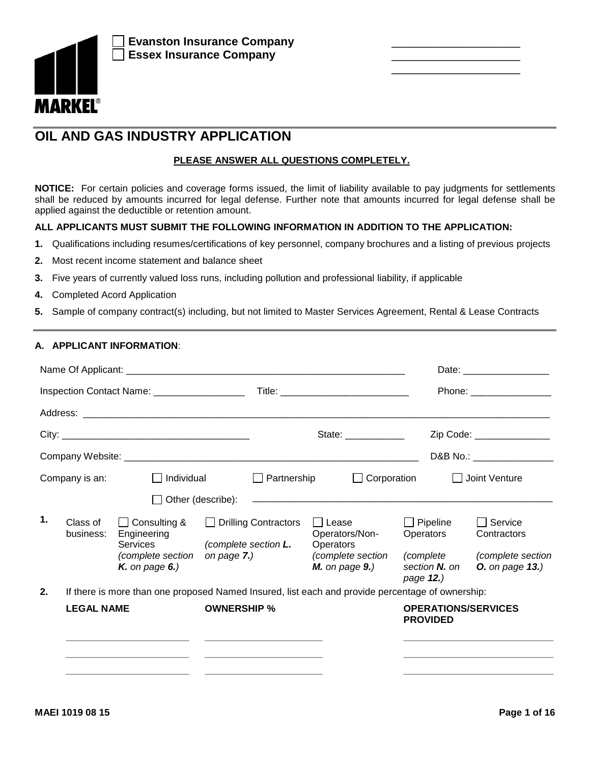☐ **Evanston Insurance Company** ______________________

☐ **Essex Insurance Company** ______________________

______________________

MARKEL®

# OIL AND GAS INDUSTRY APPLICATION

**PLEASE ANSWER ALL QUESTIONS COMPLETELY.**

**NOTICE:** For certain policies and coverage forms issued, the limit of liability available to pay judgments for settlements shall be reduced by amounts incurred for legal defense. Further note that amounts incurred for legal defense shall be applied against the deductible or retention amount.

**ALL APPLICANTS MUST SUBMIT THE FOLLOWING INFORMATION IN ADDITION TO THE APPLICATION:**

1. Qualifications including resumes/certifications of key personnel, company brochures and a listing of previous projects
2. Most recent income statement and balance sheet
3. Five years of currently valued loss runs, including pollution and professional liability, if applicable
4. Completed Acord Application
5. Sample of company contract(s) including, but not limited to Master Services Agreement, Rental & Lease Contracts

## A. APPLICANT INFORMATION:

Name Of Applicant: ______________________________________ Date: ______________

Inspection Contact Name: ______________ Title: ____________________ Phone: ______________

Address: ________________________________________________________________

City: ____________________________ State: __________ Zip Code: ______________

Company Website: ______________________________________ D&B No.: ______________

Company is an: ☐ Individual ☐ Partnership ☐ Corporation ☐ Joint Venture

☐ Other (describe): ______________________________________________

1. Class of business:
   - ☐ Consulting & Engineering Services *(complete section **K.** on page **6.**)*
   - ☐ Drilling Contractors *(complete section **L.** on page **7.**)*
   - ☐ Lease Operators/Non-Operators *(complete section **M.** on page **9.**)*
   - ☐ Pipeline Operators *(complete section **N.** on page **12.**)*
   - ☐ Service Contractors *(complete section **O.** on page **13.**)*

2. If there is more than one proposed Named Insured, list each and provide percentage of ownership:

| LEGAL NAME | OWNERSHIP % | OPERATIONS/SERVICES PROVIDED |
|---|---|---|
| | | |
| | | |
| | | |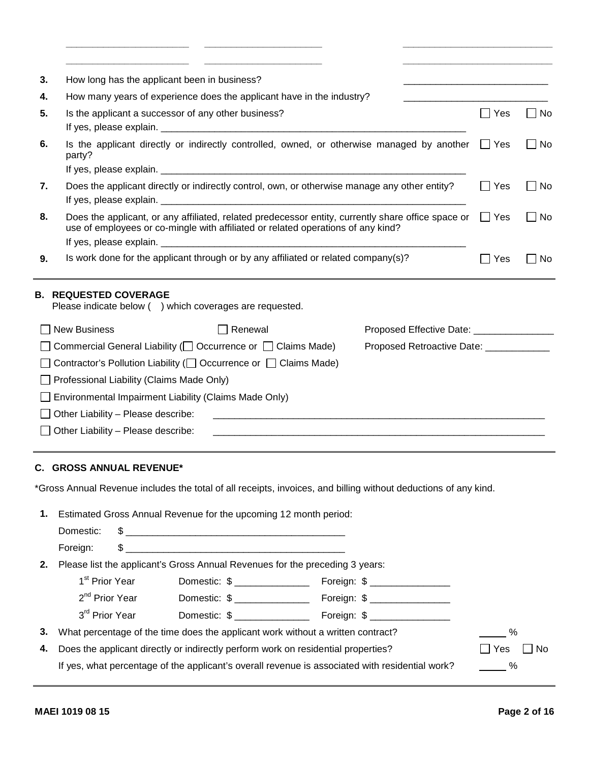______________________ ______________________ ______________________

______________________ ______________________ ______________________

3. How long has the applicant been in business? ______________________

4. How many years of experience does the applicant have in the industry? ______________________

5. Is the applicant a successor of any other business? ☐ Yes ☐ No
   If yes, please explain. ______________________

6. Is the applicant directly or indirectly controlled, owned, or otherwise managed by another party? ☐ Yes ☐ No
   If yes, please explain. ______________________

7. Does the applicant directly or indirectly control, own, or otherwise manage any other entity? ☐ Yes ☐ No
   If yes, please explain. ______________________

8. Does the applicant, or any affiliated, related predecessor entity, currently share office space or use of employees or co-mingle with affiliated or related operations of any kind? ☐ Yes ☐ No
   If yes, please explain. ______________________

9. Is work done for the applicant through or by any affiliated or related company(s)? ☐ Yes ☐ No

## B. REQUESTED COVERAGE

Please indicate below ( ) which coverages are requested.

☐ New Business ☐ Renewal Proposed Effective Date: ______________

☐ Commercial General Liability (☐ Occurrence or ☐ Claims Made) Proposed Retroactive Date: ____________

☐ Contractor's Pollution Liability (☐ Occurrence or ☐ Claims Made)

☐ Professional Liability (Claims Made Only)

☐ Environmental Impairment Liability (Claims Made Only)

☐ Other Liability – Please describe: ______________________

☐ Other Liability – Please describe: ______________________

## C. GROSS ANNUAL REVENUE*

*Gross Annual Revenue includes the total of all receipts, invoices, and billing without deductions of any kind.

1. Estimated Gross Annual Revenue for the upcoming 12 month period:
   Domestic: $ ______________________
   Foreign: $ ______________________

2. Please list the applicant's Gross Annual Revenues for the preceding 3 years:

   | | | |
   |---|---|---|
   | 1st Prior Year | Domestic: $ ____________ | Foreign: $ ____________ |
   | 2nd Prior Year | Domestic: $ ____________ | Foreign: $ ____________ |
   | 3rd Prior Year | Domestic: $ ____________ | Foreign: $ ____________ |

3. What percentage of the time does the applicant work without a written contract? _____ %

4. Does the applicant directly or indirectly perform work on residential properties? ☐ Yes ☐ No
   If yes, what percentage of the applicant's overall revenue is associated with residential work? _____ %

MAEI 1019 08 15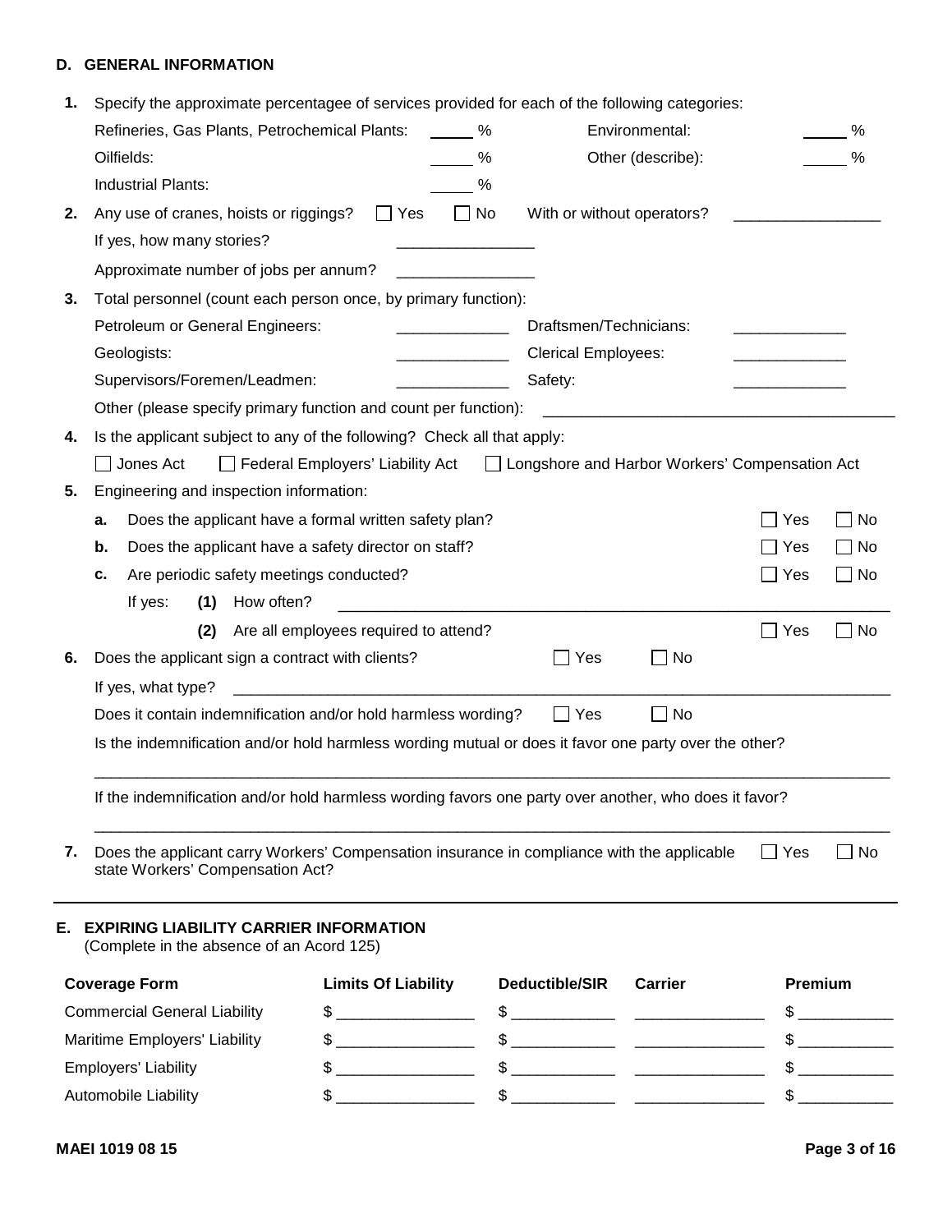## D. GENERAL INFORMATION

**1.** Specify the approximate percentagee of services provided for each of the following categories:

| | | | |
|---|---|---|---|
| Refineries, Gas Plants, Petrochemical Plants: | _____ % | Environmental: | _____ % |
| Oilfields: | _____ % | Other (describe): | _____ % |
| Industrial Plants: | _____ % | | |

**2.** Any use of cranes, hoists or riggings? ☐ Yes ☐ No With or without operators? ________________

If yes, how many stories? _______________

Approximate number of jobs per annum? _______________

**3.** Total personnel (count each person once, by primary function):

| | | | |
|---|---|---|---|
| Petroleum or General Engineers: | ____________ | Draftsmen/Technicians: | ____________ |
| Geologists: | ____________ | Clerical Employees: | ____________ |
| Supervisors/Foremen/Leadmen: | ____________ | Safety: | ____________ |

Other (please specify primary function and count per function): ________________________________________

**4.** Is the applicant subject to any of the following? Check all that apply:

☐ Jones Act ☐ Federal Employers' Liability Act ☐ Longshore and Harbor Workers' Compensation Act

**5.** Engineering and inspection information:

**a.** Does the applicant have a formal written safety plan? ☐ Yes ☐ No

**b.** Does the applicant have a safety director on staff? ☐ Yes ☐ No

**c.** Are periodic safety meetings conducted? ☐ Yes ☐ No

If yes: **(1)** How often? ____________________________________________________________

**(2)** Are all employees required to attend? ☐ Yes ☐ No

**6.** Does the applicant sign a contract with clients? ☐ Yes ☐ No

If yes, what type? ________________________________________________________________________________

Does it contain indemnification and/or hold harmless wording? ☐ Yes ☐ No

Is the indemnification and/or hold harmless wording mutual or does it favor one party over the other?

________________________________________________________________________________________________

If the indemnification and/or hold harmless wording favors one party over another, who does it favor?

________________________________________________________________________________________________

**7.** Does the applicant carry Workers' Compensation insurance in compliance with the applicable state Workers' Compensation Act? ☐ Yes ☐ No

## E. EXPIRING LIABILITY CARRIER INFORMATION

(Complete in the absence of an Acord 125)

| Coverage Form | Limits Of Liability | Deductible/SIR | Carrier | Premium |
|---|---|---|---|---|
| Commercial General Liability | $ _______________ | $ ___________ | ______________ | $ __________ |
| Maritime Employers' Liability | $ _______________ | $ ___________ | ______________ | $ __________ |
| Employers' Liability | $ _______________ | $ ___________ | ______________ | $ __________ |
| Automobile Liability | $ _______________ | $ ___________ | ______________ | $ __________ |

MAEI 1019 08 15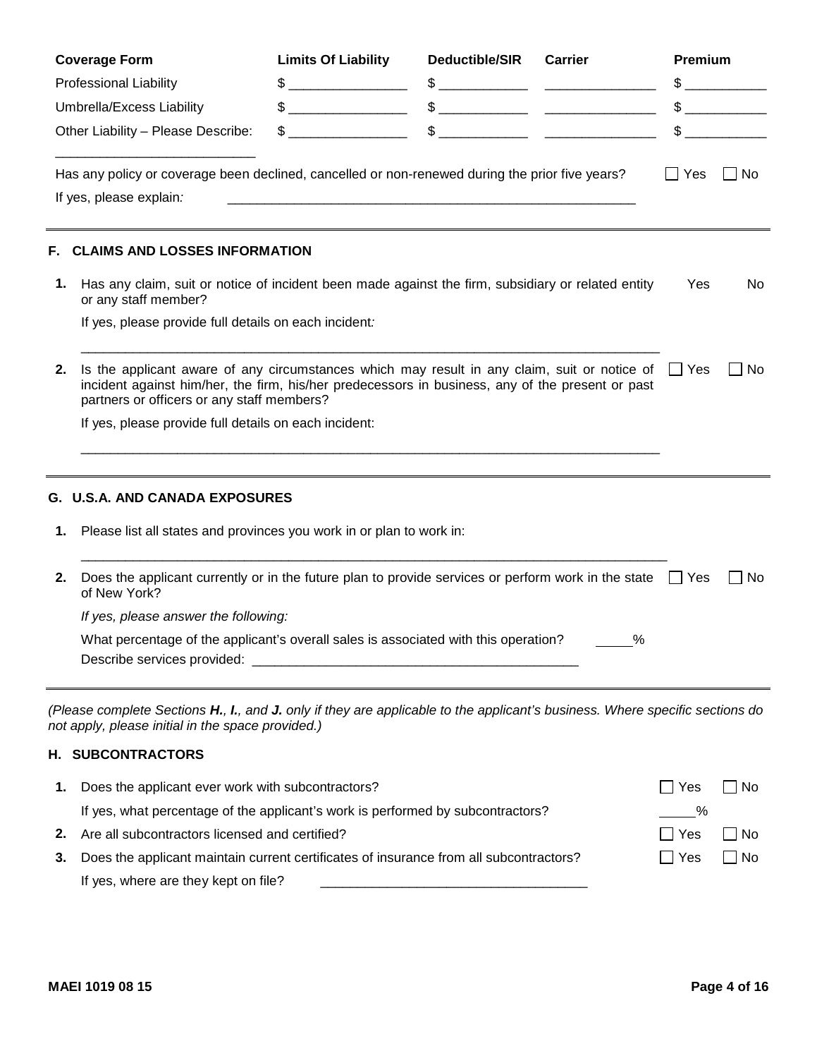| Coverage Form | Limits Of Liability | Deductible/SIR | Carrier | Premium |
|---|---|---|---|---|
| Professional Liability | $ ________________ | $ ____________ | _______________ | $ ___________ |
| Umbrella/Excess Liability | $ ________________ | $ ____________ | _______________ | $ ___________ |
| Other Liability – Please Describe: | $ ________________ | $ ____________ | _______________ | $ ___________ |
| ___________________________ | | | | |

Has any policy or coverage been declined, cancelled or non-renewed during the prior five years? ☐ Yes ☐ No

If yes, please explain: ________________________________________________________

## F. CLAIMS AND LOSSES INFORMATION

**1.** Has any claim, suit or notice of incident been made against the firm, subsidiary or related entity or any staff member? Yes No

If yes, please provide full details on each incident:

________________________________________________________________________________

**2.** Is the applicant aware of any circumstances which may result in any claim, suit or notice of incident against him/her, the firm, his/her predecessors in business, any of the present or past partners or officers or any staff members? ☐ Yes ☐ No

If yes, please provide full details on each incident:

________________________________________________________________________________

## G. U.S.A. AND CANADA EXPOSURES

**1.** Please list all states and provinces you work in or plan to work in:

________________________________________________________________________________

**2.** Does the applicant currently or in the future plan to provide services or perform work in the state of New York? ☐ Yes ☐ No

*If yes, please answer the following:*

What percentage of the applicant's overall sales is associated with this operation? _____%

Describe services provided: ____________________________________________

*(Please complete Sections **H.**, **I.**, and **J.** only if they are applicable to the applicant's business. Where specific sections do not apply, please initial in the space provided.)*

## H. SUBCONTRACTORS

**1.** Does the applicant ever work with subcontractors? ☐ Yes ☐ No

If yes, what percentage of the applicant's work is performed by subcontractors? _____%

**2.** Are all subcontractors licensed and certified? ☐ Yes ☐ No

**3.** Does the applicant maintain current certificates of insurance from all subcontractors? ☐ Yes ☐ No

If yes, where are they kept on file? ___________________________________

MAEI 1019 08 15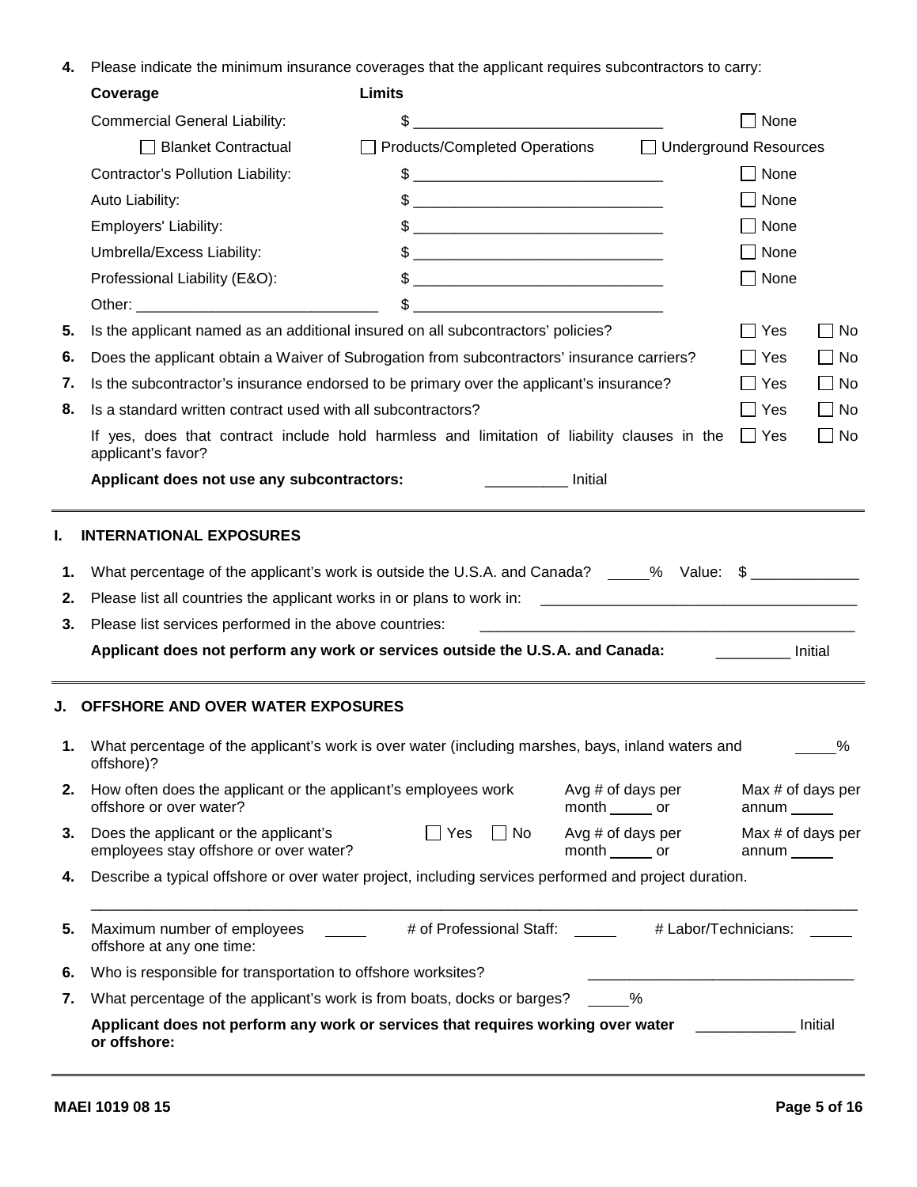4. Please indicate the minimum insurance coverages that the applicant requires subcontractors to carry:

| Coverage | Limits | |
|---|---|---|
| Commercial General Liability: | $ ______________________________ | ☐ None |
| ☐ Blanket Contractual | ☐ Products/Completed Operations | ☐ Underground Resources |
| Contractor's Pollution Liability: | $ ______________________________ | ☐ None |
| Auto Liability: | $ ______________________________ | ☐ None |
| Employers' Liability: | $ ______________________________ | ☐ None |
| Umbrella/Excess Liability: | $ ______________________________ | ☐ None |
| Professional Liability (E&O): | $ ______________________________ | ☐ None |
| Other: ______________________________ | $ ______________________________ | |

5. Is the applicant named as an additional insured on all subcontractors' policies? ☐ Yes ☐ No
6. Does the applicant obtain a Waiver of Subrogation from subcontractors' insurance carriers? ☐ Yes ☐ No
7. Is the subcontractor's insurance endorsed to be primary over the applicant's insurance? ☐ Yes ☐ No
8. Is a standard written contract used with all subcontractors? ☐ Yes ☐ No

   If yes, does that contract include hold harmless and limitation of liability clauses in the applicant's favor? ☐ Yes ☐ No

   **Applicant does not use any subcontractors:** __________ Initial

## I. INTERNATIONAL EXPOSURES

1. What percentage of the applicant's work is outside the U.S.A. and Canada? _____% Value: $ _____________
2. Please list all countries the applicant works in or plans to work in: ______________________________________
3. Please list services performed in the above countries: ______________________________________

   **Applicant does not perform any work or services outside the U.S.A. and Canada:** _________ Initial

## J. OFFSHORE AND OVER WATER EXPOSURES

1. What percentage of the applicant's work is over water (including marshes, bays, inland waters and offshore)? _____%
2. How often does the applicant or the applicant's employees work offshore or over water? Avg # of days per month _____ or Max # of days per annum _____
3. Does the applicant or the applicant's employees stay offshore or over water? ☐ Yes ☐ No Avg # of days per month _____ or Max # of days per annum _____
4. Describe a typical offshore or over water project, including services performed and project duration.

   ______________________________________________________________________________

5. Maximum number of employees offshore at any one time: _____ # of Professional Staff: _____ # Labor/Technicians: _____
6. Who is responsible for transportation to offshore worksites? ________________________________
7. What percentage of the applicant's work is from boats, docks or barges? _____%

   **Applicant does not perform any work or services that requires working over water or offshore:** ____________ Initial

MAEI 1019 08 15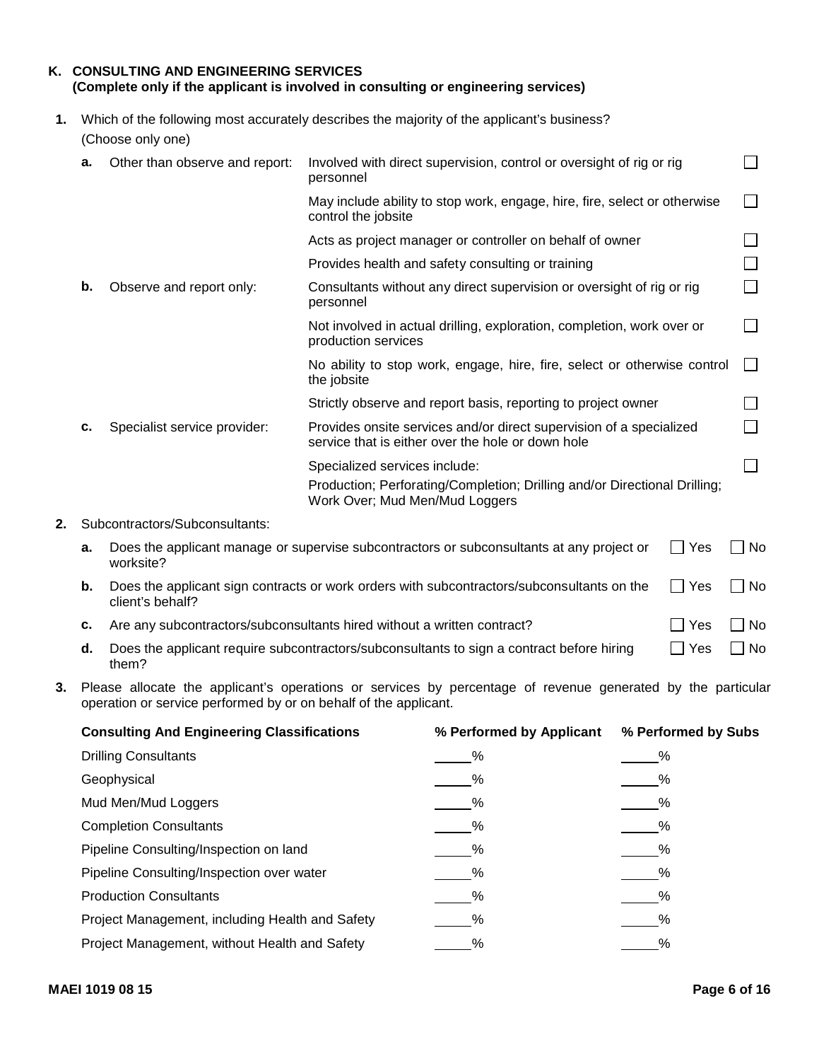## K. CONSULTING AND ENGINEERING SERVICES

**(Complete only if the applicant is involved in consulting or engineering services)**

**1.** Which of the following most accurately describes the majority of the applicant's business? (Choose only one)

| | | | |
|---|---|---|---|
| **a.** | Other than observe and report: | Involved with direct supervision, control or oversight of rig or rig personnel | ☐ |
| | | May include ability to stop work, engage, hire, fire, select or otherwise control the jobsite | ☐ |
| | | Acts as project manager or controller on behalf of owner | ☐ |
| | | Provides health and safety consulting or training | ☐ |
| **b.** | Observe and report only: | Consultants without any direct supervision or oversight of rig or rig personnel | ☐ |
| | | Not involved in actual drilling, exploration, completion, work over or production services | ☐ |
| | | No ability to stop work, engage, hire, fire, select or otherwise control the jobsite | ☐ |
| | | Strictly observe and report basis, reporting to project owner | ☐ |
| **c.** | Specialist service provider: | Provides onsite services and/or direct supervision of a specialized service that is either over the hole or down hole | ☐ |
| | | Specialized services include: Production; Perforating/Completion; Drilling and/or Directional Drilling; Work Over; Mud Men/Mud Loggers | ☐ |

**2.** Subcontractors/Subconsultants:

**a.** Does the applicant manage or supervise subcontractors or subconsultants at any project or worksite? ☐ Yes ☐ No

**b.** Does the applicant sign contracts or work orders with subcontractors/subconsultants on the client's behalf? ☐ Yes ☐ No

**c.** Are any subcontractors/subconsultants hired without a written contract? ☐ Yes ☐ No

**d.** Does the applicant require subcontractors/subconsultants to sign a contract before hiring them? ☐ Yes ☐ No

**3.** Please allocate the applicant's operations or services by percentage of revenue generated by the particular operation or service performed by or on behalf of the applicant.

| Consulting And Engineering Classifications | % Performed by Applicant | % Performed by Subs |
|---|---|---|
| Drilling Consultants | ____% | ____% |
| Geophysical | ____% | ____% |
| Mud Men/Mud Loggers | ____% | ____% |
| Completion Consultants | ____% | ____% |
| Pipeline Consulting/Inspection on land | ____% | ____% |
| Pipeline Consulting/Inspection over water | ____% | ____% |
| Production Consultants | ____% | ____% |
| Project Management, including Health and Safety | ____% | ____% |
| Project Management, without Health and Safety | ____% | ____% |

MAEI 1019 08 15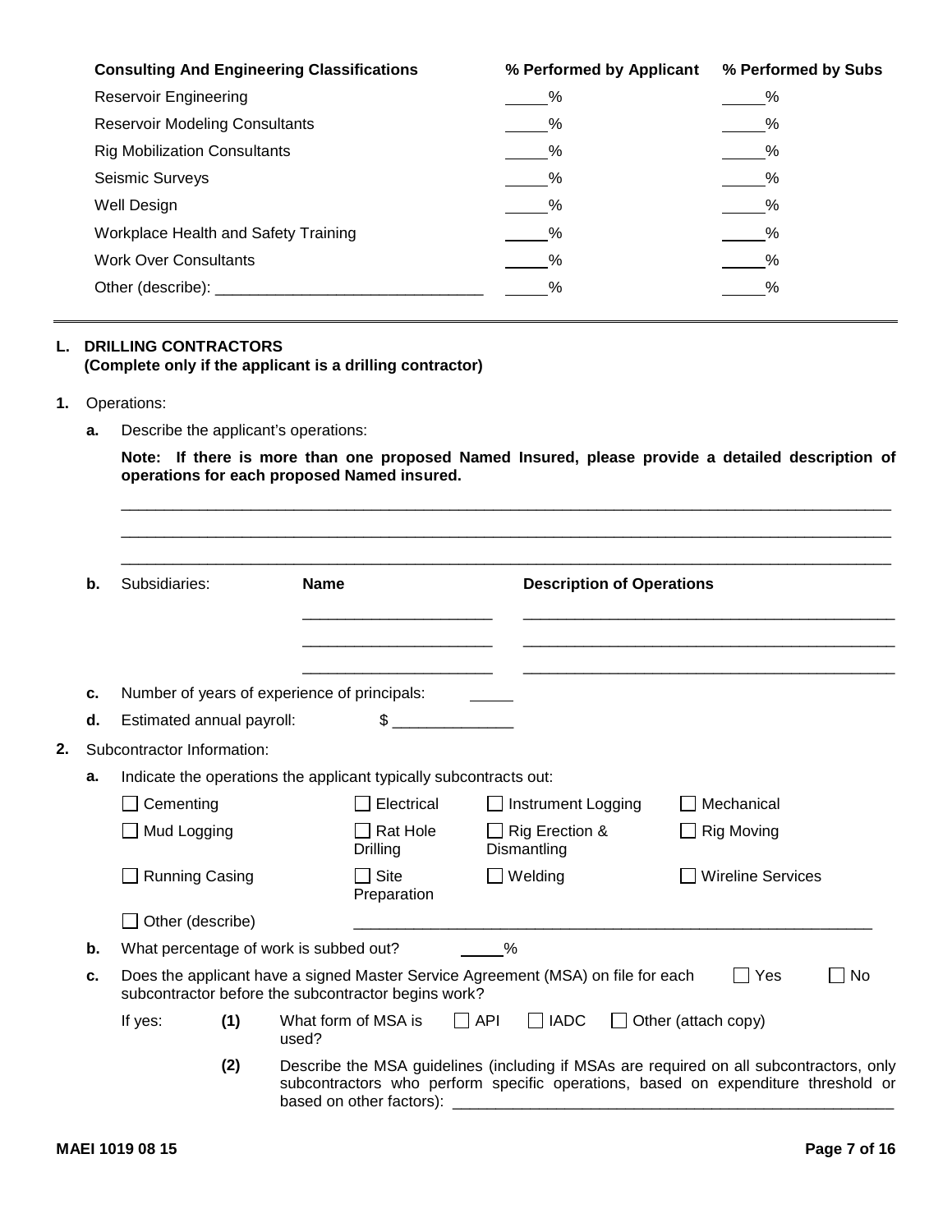| Consulting And Engineering Classifications | % Performed by Applicant | % Performed by Subs |
|---|---|---|
| Reservoir Engineering | _____% | _____% |
| Reservoir Modeling Consultants | _____% | _____% |
| Rig Mobilization Consultants | _____% | _____% |
| Seismic Surveys | _____% | _____% |
| Well Design | _____% | _____% |
| Workplace Health and Safety Training | _____% | _____% |
| Work Over Consultants | _____% | _____% |
| Other (describe): ______________________________ | _____% | _____% |

---

## L. DRILLING CONTRACTORS
**(Complete only if the applicant is a drilling contractor)**

**1.** Operations:

**a.** Describe the applicant's operations:

**Note: If there is more than one proposed Named Insured, please provide a detailed description of operations for each proposed Named insured.**

______________________________________________________________________________________

______________________________________________________________________________________

______________________________________________________________________________________

**b.** Subsidiaries:

| Name | Description of Operations |
|---|---|
| ______________________ | ____________________________________________ |
| ______________________ | ____________________________________________ |
| ______________________ | ____________________________________________ |

**c.** Number of years of experience of principals: _____

**d.** Estimated annual payroll: $ ______________

**2.** Subcontractor Information:

**a.** Indicate the operations the applicant typically subcontracts out:

| | | | |
|---|---|---|---|
| ☐ Cementing | ☐ Electrical | ☐ Instrument Logging | ☐ Mechanical |
| ☐ Mud Logging | ☐ Rat Hole Drilling | ☐ Rig Erection & Dismantling | ☐ Rig Moving |
| ☐ Running Casing | ☐ Site Preparation | ☐ Welding | ☐ Wireline Services |

☐ Other (describe) ____________________________________________________________

**b.** What percentage of work is subbed out? _____%

**c.** Does the applicant have a signed Master Service Agreement (MSA) on file for each subcontractor before the subcontractor begins work? ☐ Yes ☐ No

If yes: **(1)** What form of MSA is used? ☐ API ☐ IADC ☐ Other (attach copy)

**(2)** Describe the MSA guidelines (including if MSAs are required on all subcontractors, only subcontractors who perform specific operations, based on expenditure threshold or based on other factors): ____________________________________________________

MAEI 1019 08 15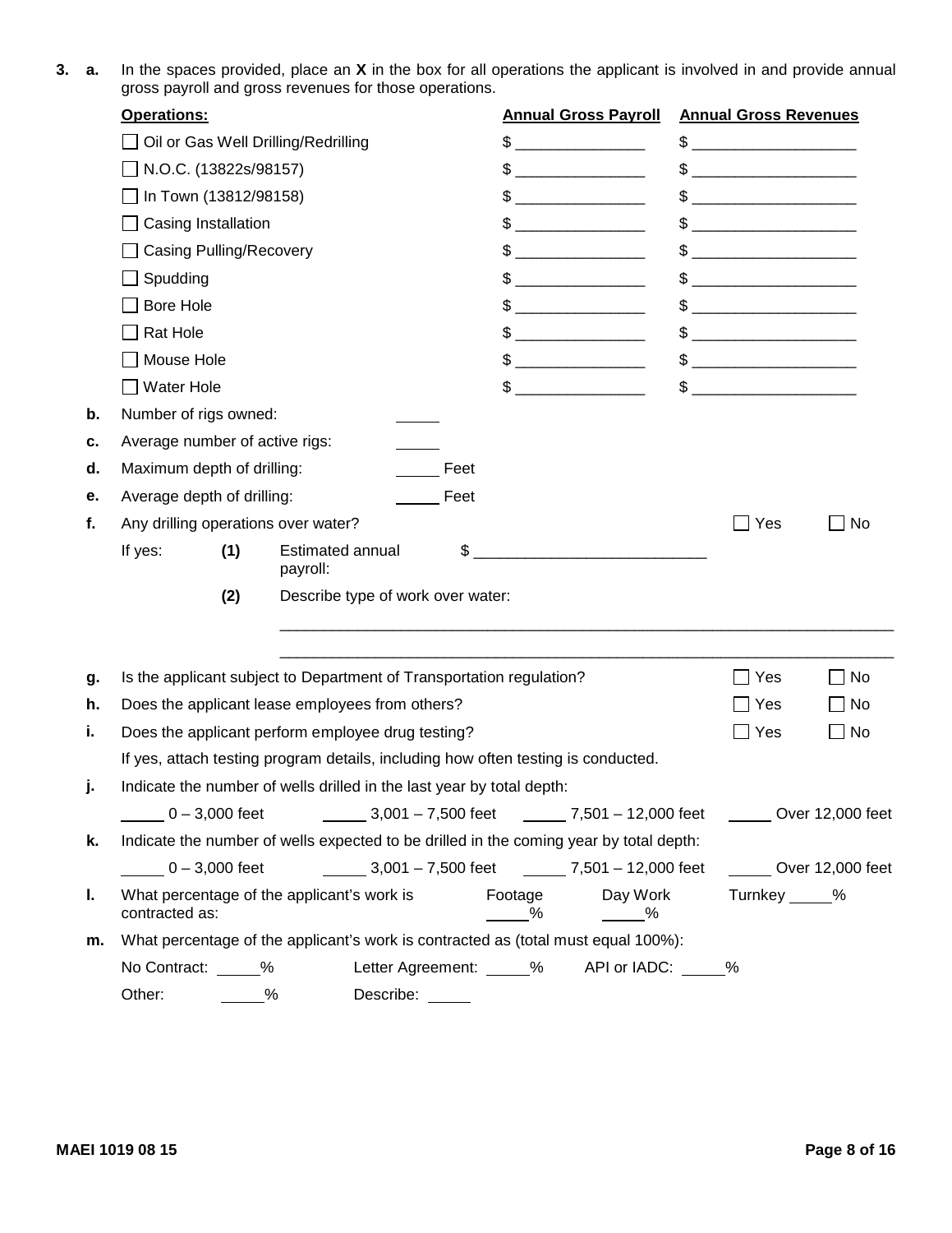**3.** **a.** In the spaces provided, place an **X** in the box for all operations the applicant is involved in and provide annual gross payroll and gross revenues for those operations.

| **Operations:** | **Annual Gross Payroll** | **Annual Gross Revenues** |
|---|---|---|
| ☐ Oil or Gas Well Drilling/Redrilling | $ _______________ | $ ___________________ |
| ☐ N.O.C. (13822s/98157) | $ _______________ | $ ___________________ |
| ☐ In Town (13812/98158) | $ _______________ | $ ___________________ |
| ☐ Casing Installation | $ _______________ | $ ___________________ |
| ☐ Casing Pulling/Recovery | $ _______________ | $ ___________________ |
| ☐ Spudding | $ _______________ | $ ___________________ |
| ☐ Bore Hole | $ _______________ | $ ___________________ |
| ☐ Rat Hole | $ _______________ | $ ___________________ |
| ☐ Mouse Hole | $ _______________ | $ ___________________ |
| ☐ Water Hole | $ _______________ | $ ___________________ |

**b.** Number of rigs owned: _____

**c.** Average number of active rigs: _____

**d.** Maximum depth of drilling: _____ Feet

**e.** Average depth of drilling: _____ Feet

**f.** Any drilling operations over water? ☐ Yes ☐ No

If yes: **(1)** Estimated annual payroll: $ ___________________________

**(2)** Describe type of work over water:

______________________________________________________________________

______________________________________________________________________

**g.** Is the applicant subject to Department of Transportation regulation? ☐ Yes ☐ No

**h.** Does the applicant lease employees from others? ☐ Yes ☐ No

**i.** Does the applicant perform employee drug testing? ☐ Yes ☐ No

If yes, attach testing program details, including how often testing is conducted.

**j.** Indicate the number of wells drilled in the last year by total depth:

_____ 0 – 3,000 feet _____ 3,001 – 7,500 feet _____ 7,501 – 12,000 feet _____ Over 12,000 feet

**k.** Indicate the number of wells expected to be drilled in the coming year by total depth:

_____ 0 – 3,000 feet _____ 3,001 – 7,500 feet _____ 7,501 – 12,000 feet _____ Over 12,000 feet

**l.** What percentage of the applicant's work is contracted as: Footage _____% Day Work _____% Turnkey _____%

**m.** What percentage of the applicant's work is contracted as (total must equal 100%):

No Contract: _____% Letter Agreement: _____% API or IADC: _____%

Other: _____% Describe: _____

MAEI 1019 08 15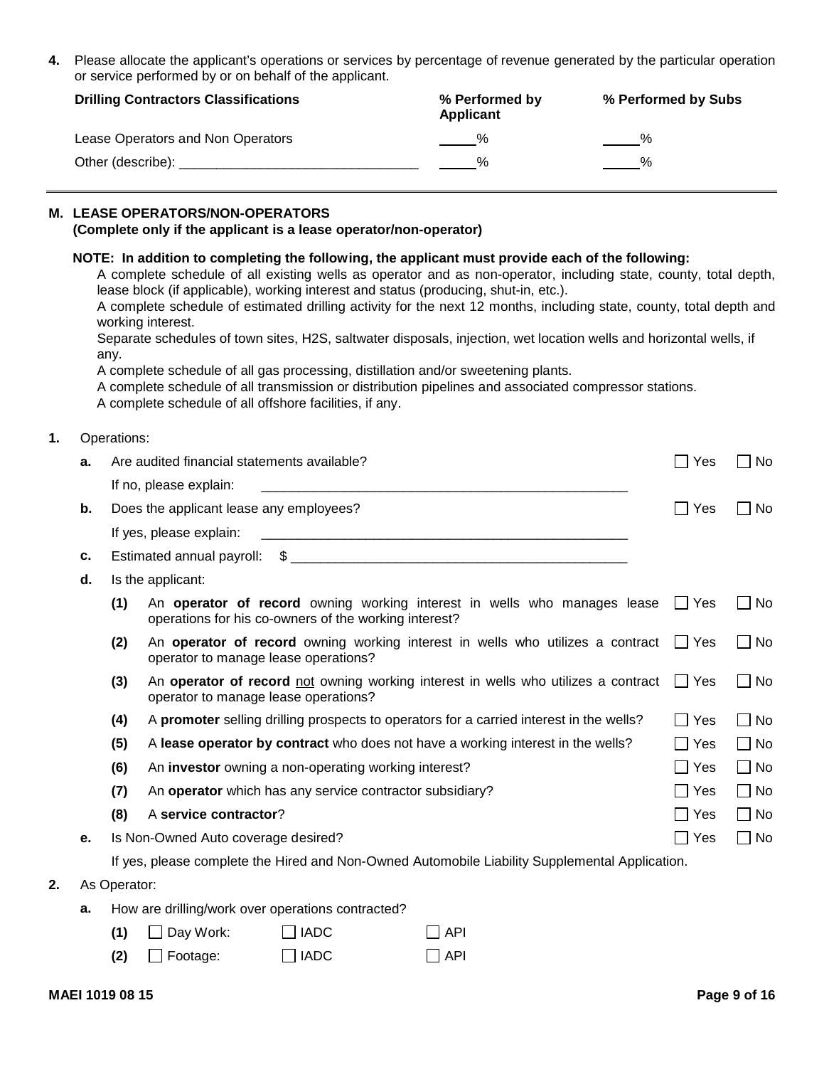**4.** Please allocate the applicant's operations or services by percentage of revenue generated by the particular operation or service performed by or on behalf of the applicant.

| Drilling Contractors Classifications | % Performed by Applicant | % Performed by Subs |
|---|---|---|
| Lease Operators and Non Operators | _____% | _____% |
| Other (describe): ______________________________ | _____% | _____% |

---

## M. LEASE OPERATORS/NON-OPERATORS
**(Complete only if the applicant is a lease operator/non-operator)**

**NOTE: In addition to completing the following, the applicant must provide each of the following:**

A complete schedule of all existing wells as operator and as non-operator, including state, county, total depth, lease block (if applicable), working interest and status (producing, shut-in, etc.).

A complete schedule of estimated drilling activity for the next 12 months, including state, county, total depth and working interest.

Separate schedules of town sites, H2S, saltwater disposals, injection, wet location wells and horizontal wells, if any.

A complete schedule of all gas processing, distillation and/or sweetening plants.

A complete schedule of all transmission or distribution pipelines and associated compressor stations.

A complete schedule of all offshore facilities, if any.

**1.** Operations:

**a.** Are audited financial statements available? ☐ Yes ☐ No

If no, please explain: ____________________________________________________

**b.** Does the applicant lease any employees? ☐ Yes ☐ No

If yes, please explain: ____________________________________________________

**c.** Estimated annual payroll: $ ____________________________________________

**d.** Is the applicant:

**(1)** An **operator of record** owning working interest in wells who manages lease operations for his co-owners of the working interest? ☐ Yes ☐ No

**(2)** An **operator of record** owning working interest in wells who utilizes a contract operator to manage lease operations? ☐ Yes ☐ No

**(3)** An **operator of record** not owning working interest in wells who utilizes a contract operator to manage lease operations? ☐ Yes ☐ No

**(4)** A **promoter** selling drilling prospects to operators for a carried interest in the wells? ☐ Yes ☐ No

**(5)** A **lease operator by contract** who does not have a working interest in the wells? ☐ Yes ☐ No

**(6)** An **investor** owning a non-operating working interest? ☐ Yes ☐ No

**(7)** An **operator** which has any service contractor subsidiary? ☐ Yes ☐ No

**(8)** A **service contractor**? ☐ Yes ☐ No

**e.** Is Non-Owned Auto coverage desired? ☐ Yes ☐ No

If yes, please complete the Hired and Non-Owned Automobile Liability Supplemental Application.

**2.** As Operator:

**a.** How are drilling/work over operations contracted?

**(1)** ☐ Day Work: ☐ IADC ☐ API

**(2)** ☐ Footage: ☐ IADC ☐ API

MAEI 1019 08 15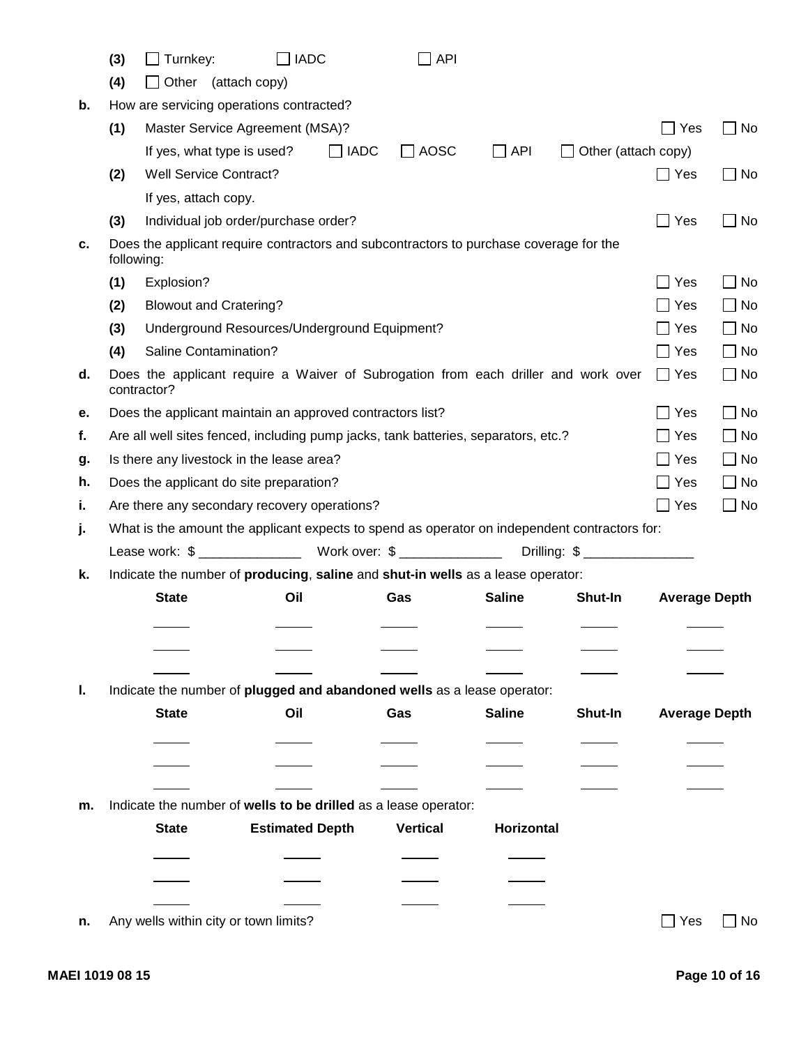(3) ☐ Turnkey: ☐ IADC ☐ API

(4) ☐ Other (attach copy)

**b.** How are servicing operations contracted?

(1) Master Service Agreement (MSA)? ☐ Yes ☐ No

If yes, what type is used? ☐ IADC ☐ AOSC ☐ API ☐ Other (attach copy)

(2) Well Service Contract? ☐ Yes ☐ No

If yes, attach copy.

(3) Individual job order/purchase order? ☐ Yes ☐ No

**c.** Does the applicant require contractors and subcontractors to purchase coverage for the following:

(1) Explosion? ☐ Yes ☐ No

(2) Blowout and Cratering? ☐ Yes ☐ No

(3) Underground Resources/Underground Equipment? ☐ Yes ☐ No

(4) Saline Contamination? ☐ Yes ☐ No

**d.** Does the applicant require a Waiver of Subrogation from each driller and work over contractor? ☐ Yes ☐ No

**e.** Does the applicant maintain an approved contractors list? ☐ Yes ☐ No

**f.** Are all well sites fenced, including pump jacks, tank batteries, separators, etc.? ☐ Yes ☐ No

**g.** Is there any livestock in the lease area? ☐ Yes ☐ No

**h.** Does the applicant do site preparation? ☐ Yes ☐ No

**i.** Are there any secondary recovery operations? ☐ Yes ☐ No

**j.** What is the amount the applicant expects to spend as operator on independent contractors for:

Lease work: $ ______________ Work over: $ ______________ Drilling: $ _______________

**k.** Indicate the number of **producing**, **saline** and **shut-in wells** as a lease operator:

| State | Oil | Gas | Saline | Shut-In | Average Depth |
|---|---|---|---|---|---|
| | | | | | |
| | | | | | |
| | | | | | |

**l.** Indicate the number of **plugged and abandoned wells** as a lease operator:

| State | Oil | Gas | Saline | Shut-In | Average Depth |
|---|---|---|---|---|---|
| | | | | | |
| | | | | | |
| | | | | | |

**m.** Indicate the number of **wells to be drilled** as a lease operator:

| State | Estimated Depth | Vertical | Horizontal |
|---|---|---|---|
| | | | |
| | | | |
| | | | |

**n.** Any wells within city or town limits? ☐ Yes ☐ No

MAEI 1019 08 15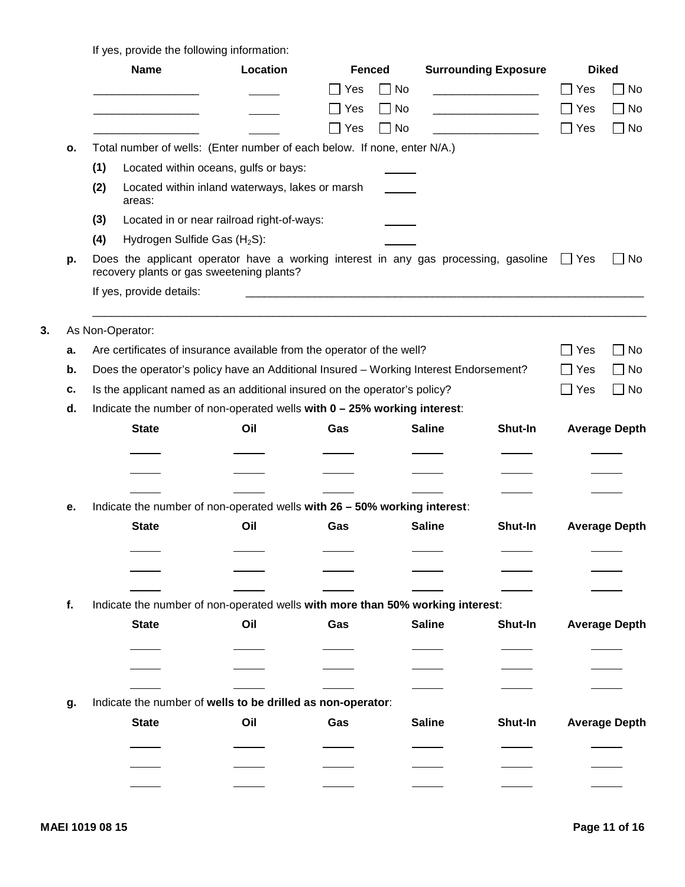If yes, provide the following information:

| Name | Location | Fenced | Surrounding Exposure | Diked |
|---|---|---|---|---|
| ________________ | _____ | ☐ Yes ☐ No | ________________ | ☐ Yes ☐ No |
| ________________ | _____ | ☐ Yes ☐ No | ________________ | ☐ Yes ☐ No |
| ________________ | _____ | ☐ Yes ☐ No | ________________ | ☐ Yes ☐ No |

**o.** Total number of wells: (Enter number of each below. If none, enter N/A.)

**(1)** Located within oceans, gulfs or bays: _____

**(2)** Located within inland waterways, lakes or marsh areas: _____

**(3)** Located in or near railroad right-of-ways: _____

**(4)** Hydrogen Sulfide Gas ($H_2S$): _____

**p.** Does the applicant operator have a working interest in any gas processing, gasoline recovery plants or gas sweetening plants? ☐ Yes ☐ No

If yes, provide details: ____________________________________________________________

______________________________________________________________________________

**3.** As Non-Operator:

**a.** Are certificates of insurance available from the operator of the well? ☐ Yes ☐ No

**b.** Does the operator's policy have an Additional Insured – Working Interest Endorsement? ☐ Yes ☐ No

**c.** Is the applicant named as an additional insured on the operator's policy? ☐ Yes ☐ No

**d.** Indicate the number of non-operated wells **with 0 – 25% working interest**:

| State | Oil | Gas | Saline | Shut-In | Average Depth |
|---|---|---|---|---|---|
| _____ | _____ | _____ | _____ | _____ | _____ |
| _____ | _____ | _____ | _____ | _____ | _____ |
| _____ | _____ | _____ | _____ | _____ | _____ |

**e.** Indicate the number of non-operated wells **with 26 – 50% working interest**:

| State | Oil | Gas | Saline | Shut-In | Average Depth |
|---|---|---|---|---|---|
| _____ | _____ | _____ | _____ | _____ | _____ |
| _____ | _____ | _____ | _____ | _____ | _____ |
| _____ | _____ | _____ | _____ | _____ | _____ |

**f.** Indicate the number of non-operated wells **with more than 50% working interest**:

| State | Oil | Gas | Saline | Shut-In | Average Depth |
|---|---|---|---|---|---|
| _____ | _____ | _____ | _____ | _____ | _____ |
| _____ | _____ | _____ | _____ | _____ | _____ |
| _____ | _____ | _____ | _____ | _____ | _____ |

**g.** Indicate the number of **wells to be drilled as non-operator**:

| State | Oil | Gas | Saline | Shut-In | Average Depth |
|---|---|---|---|---|---|
| _____ | _____ | _____ | _____ | _____ | _____ |
| _____ | _____ | _____ | _____ | _____ | _____ |
| _____ | _____ | _____ | _____ | _____ | _____ |

MAEI 1019 08 15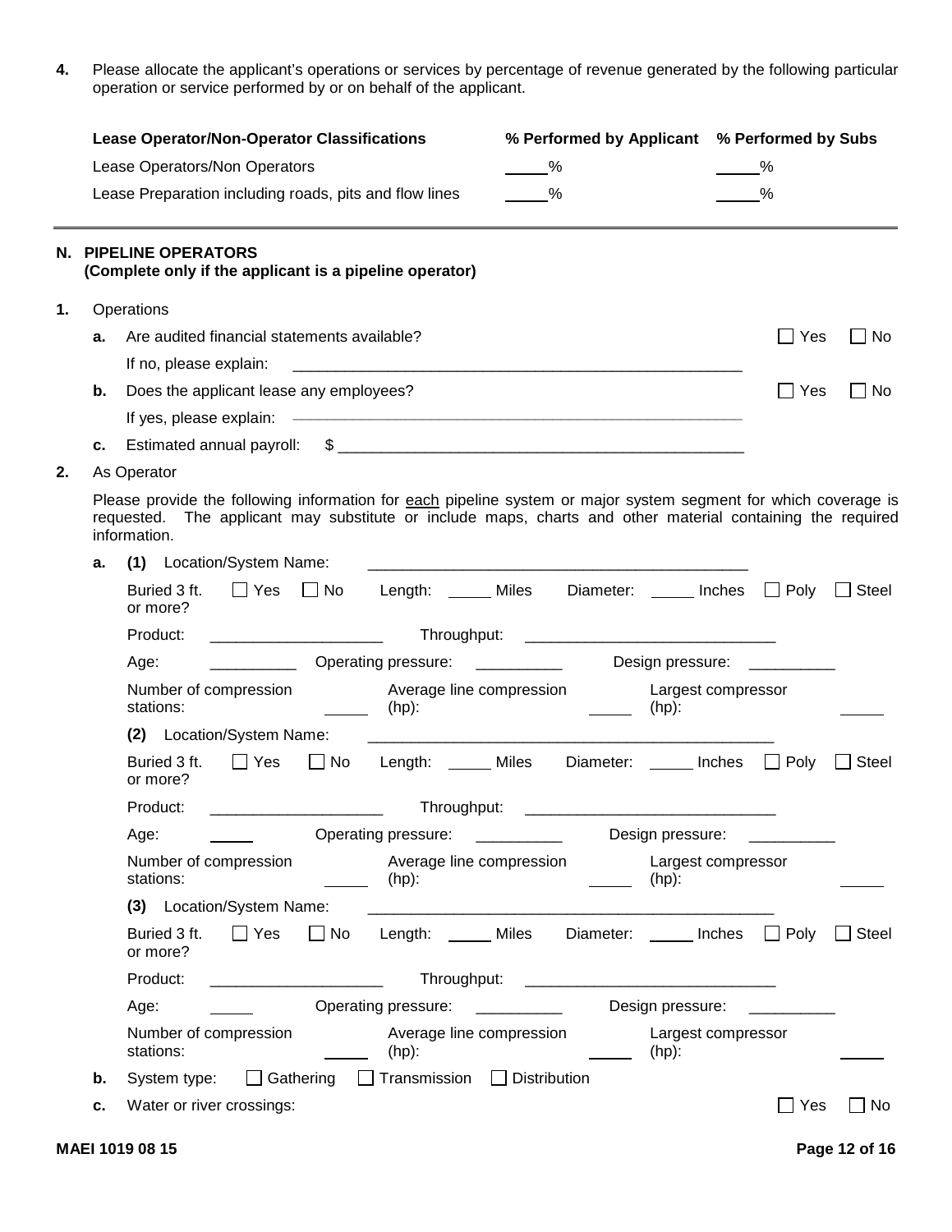**4.** Please allocate the applicant's operations or services by percentage of revenue generated by the following particular operation or service performed by or on behalf of the applicant.

| Lease Operator/Non-Operator Classifications | % Performed by Applicant | % Performed by Subs |
|---|---|---|
| Lease Operators/Non Operators | _____% | _____% |
| Lease Preparation including roads, pits and flow lines | _____% | _____% |

---

## N. PIPELINE OPERATORS
**(Complete only if the applicant is a pipeline operator)**

**1.** Operations

**a.** Are audited financial statements available? ☐ Yes ☐ No

If no, please explain: ______________________________________________________

**b.** Does the applicant lease any employees? ☐ Yes ☐ No

If yes, please explain: ______________________________________________________

**c.** Estimated annual payroll: $ ______________________________________________

**2.** As Operator

Please provide the following information for each pipeline system or major system segment for which coverage is requested. The applicant may substitute or include maps, charts and other material containing the required information.

**a.** **(1)** Location/System Name: ______________________________________________

Buried 3 ft. or more? ☐ Yes ☐ No Length: _____ Miles Diameter: _____ Inches ☐ Poly ☐ Steel

Product: ___________________ Throughput: ____________________________

Age: __________ Operating pressure: __________ Design pressure: __________

Number of compression stations: _____ Average line compression (hp): _____ Largest compressor (hp): _____

**(2)** Location/System Name: ______________________________________________

Buried 3 ft. or more? ☐ Yes ☐ No Length: _____ Miles Diameter: _____ Inches ☐ Poly ☐ Steel

Product: ___________________ Throughput: ____________________________

Age: _____ Operating pressure: __________ Design pressure: __________

Number of compression stations: _____ Average line compression (hp): _____ Largest compressor (hp): _____

**(3)** Location/System Name: ______________________________________________

Buried 3 ft. or more? ☐ Yes ☐ No Length: _____ Miles Diameter: _____ Inches ☐ Poly ☐ Steel

Product: ___________________ Throughput: ____________________________

Age: _____ Operating pressure: __________ Design pressure: __________

Number of compression stations: _____ Average line compression (hp): _____ Largest compressor (hp): _____

**b.** System type: ☐ Gathering ☐ Transmission ☐ Distribution

**c.** Water or river crossings: ☐ Yes ☐ No

MAEI 1019 08 15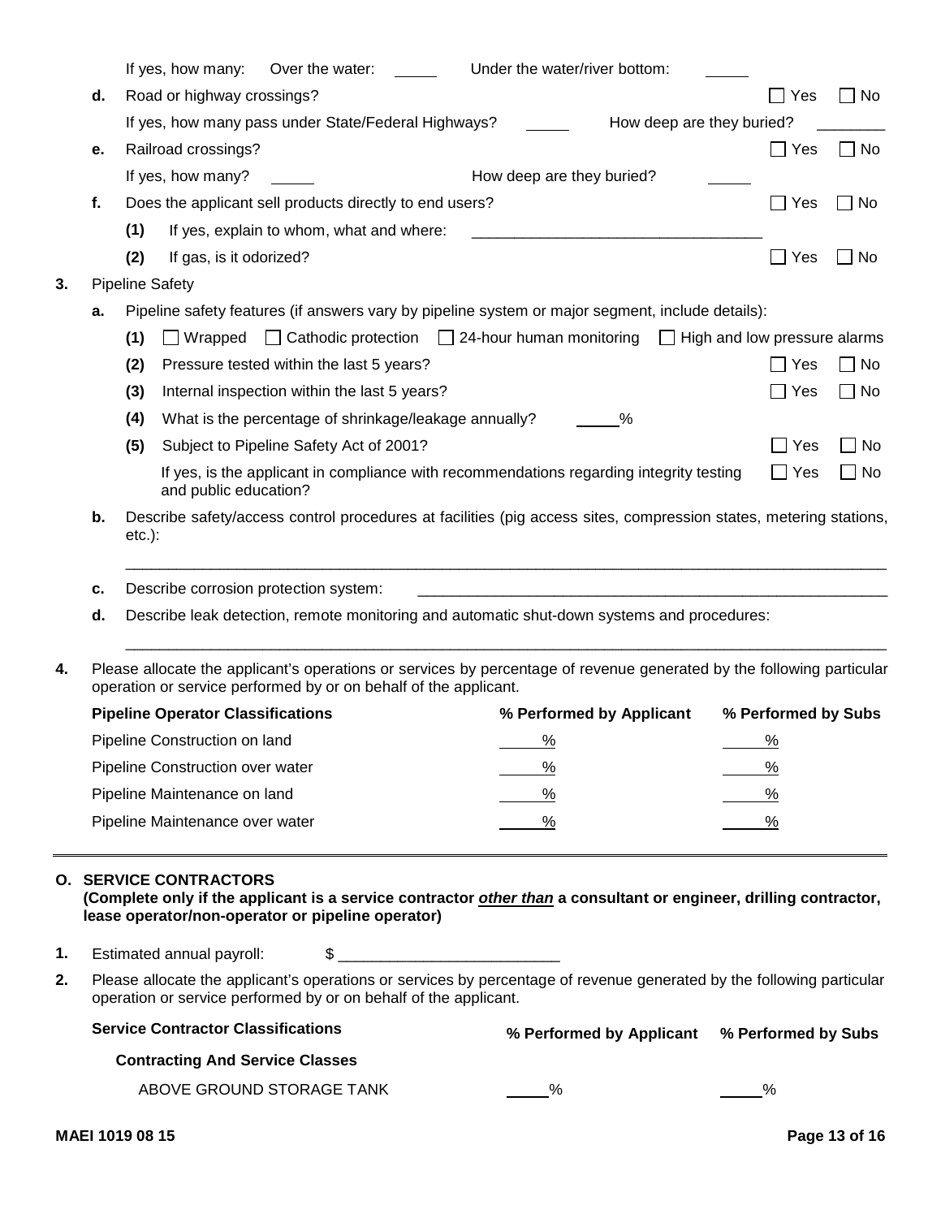If yes, how many: Over the water: _____ Under the water/river bottom: _____

**d.** Road or highway crossings? ☐ Yes ☐ No

If yes, how many pass under State/Federal Highways? _____ How deep are they buried? ________

**e.** Railroad crossings? ☐ Yes ☐ No

If yes, how many? _____ How deep are they buried? _____

**f.** Does the applicant sell products directly to end users? ☐ Yes ☐ No

**(1)** If yes, explain to whom, what and where: __________________________________

**(2)** If gas, is it odorized? ☐ Yes ☐ No

**3.** Pipeline Safety

**a.** Pipeline safety features (if answers vary by pipeline system or major segment, include details):

**(1)** ☐ Wrapped ☐ Cathodic protection ☐ 24-hour human monitoring ☐ High and low pressure alarms

**(2)** Pressure tested within the last 5 years? ☐ Yes ☐ No

**(3)** Internal inspection within the last 5 years? ☐ Yes ☐ No

**(4)** What is the percentage of shrinkage/leakage annually? _____%

**(5)** Subject to Pipeline Safety Act of 2001? ☐ Yes ☐ No

If yes, is the applicant in compliance with recommendations regarding integrity testing and public education? ☐ Yes ☐ No

**b.** Describe safety/access control procedures at facilities (pig access sites, compression states, metering stations, etc.):

______________________________________________________________________________________

**c.** Describe corrosion protection system: ______________________________________________________

**d.** Describe leak detection, remote monitoring and automatic shut-down systems and procedures:

______________________________________________________________________________________

**4.** Please allocate the applicant's operations or services by percentage of revenue generated by the following particular operation or service performed by or on behalf of the applicant.

| Pipeline Operator Classifications | % Performed by Applicant | % Performed by Subs |
|---|---|---|
| Pipeline Construction on land | _____% | _____% |
| Pipeline Construction over water | _____% | _____% |
| Pipeline Maintenance on land | _____% | _____% |
| Pipeline Maintenance over water | _____% | _____% |

## O. SERVICE CONTRACTORS

**(Complete only if the applicant is a service contractor *other than* a consultant or engineer, drilling contractor, lease operator/non-operator or pipeline operator)**

**1.** Estimated annual payroll: $ _________________________

**2.** Please allocate the applicant's operations or services by percentage of revenue generated by the following particular operation or service performed by or on behalf of the applicant.

| Service Contractor Classifications | % Performed by Applicant | % Performed by Subs |
|---|---|---|
| **Contracting And Service Classes** | | |
| ABOVE GROUND STORAGE TANK | _____% | _____% |

MAEI 1019 08 15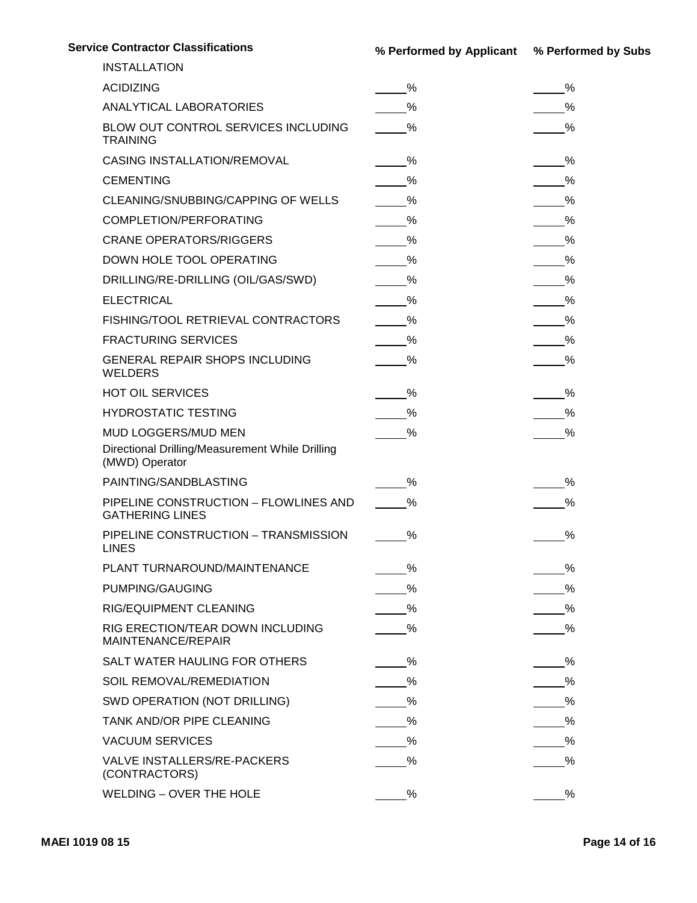| Service Contractor Classifications | % Performed by Applicant | % Performed by Subs |
|---|---|---|
| INSTALLATION | | |
| ACIDIZING | ____% | ____% |
| ANALYTICAL LABORATORIES | ____% | ____% |
| BLOW OUT CONTROL SERVICES INCLUDING TRAINING | ____% | ____% |
| CASING INSTALLATION/REMOVAL | ____% | ____% |
| CEMENTING | ____% | ____% |
| CLEANING/SNUBBING/CAPPING OF WELLS | ____% | ____% |
| COMPLETION/PERFORATING | ____% | ____% |
| CRANE OPERATORS/RIGGERS | ____% | ____% |
| DOWN HOLE TOOL OPERATING | ____% | ____% |
| DRILLING/RE-DRILLING (OIL/GAS/SWD) | ____% | ____% |
| ELECTRICAL | ____% | ____% |
| FISHING/TOOL RETRIEVAL CONTRACTORS | ____% | ____% |
| FRACTURING SERVICES | ____% | ____% |
| GENERAL REPAIR SHOPS INCLUDING WELDERS | ____% | ____% |
| HOT OIL SERVICES | ____% | ____% |
| HYDROSTATIC TESTING | ____% | ____% |
| MUD LOGGERS/MUD MEN | ____% | ____% |
| Directional Drilling/Measurement While Drilling (MWD) Operator | | |
| PAINTING/SANDBLASTING | ____% | ____% |
| PIPELINE CONSTRUCTION – FLOWLINES AND GATHERING LINES | ____% | ____% |
| PIPELINE CONSTRUCTION – TRANSMISSION LINES | ____% | ____% |
| PLANT TURNAROUND/MAINTENANCE | ____% | ____% |
| PUMPING/GAUGING | ____% | ____% |
| RIG/EQUIPMENT CLEANING | ____% | ____% |
| RIG ERECTION/TEAR DOWN INCLUDING MAINTENANCE/REPAIR | ____% | ____% |
| SALT WATER HAULING FOR OTHERS | ____% | ____% |
| SOIL REMOVAL/REMEDIATION | ____% | ____% |
| SWD OPERATION (NOT DRILLING) | ____% | ____% |
| TANK AND/OR PIPE CLEANING | ____% | ____% |
| VACUUM SERVICES | ____% | ____% |
| VALVE INSTALLERS/RE-PACKERS (CONTRACTORS) | ____% | ____% |
| WELDING – OVER THE HOLE | ____% | ____% |

MAEI 1019 08 15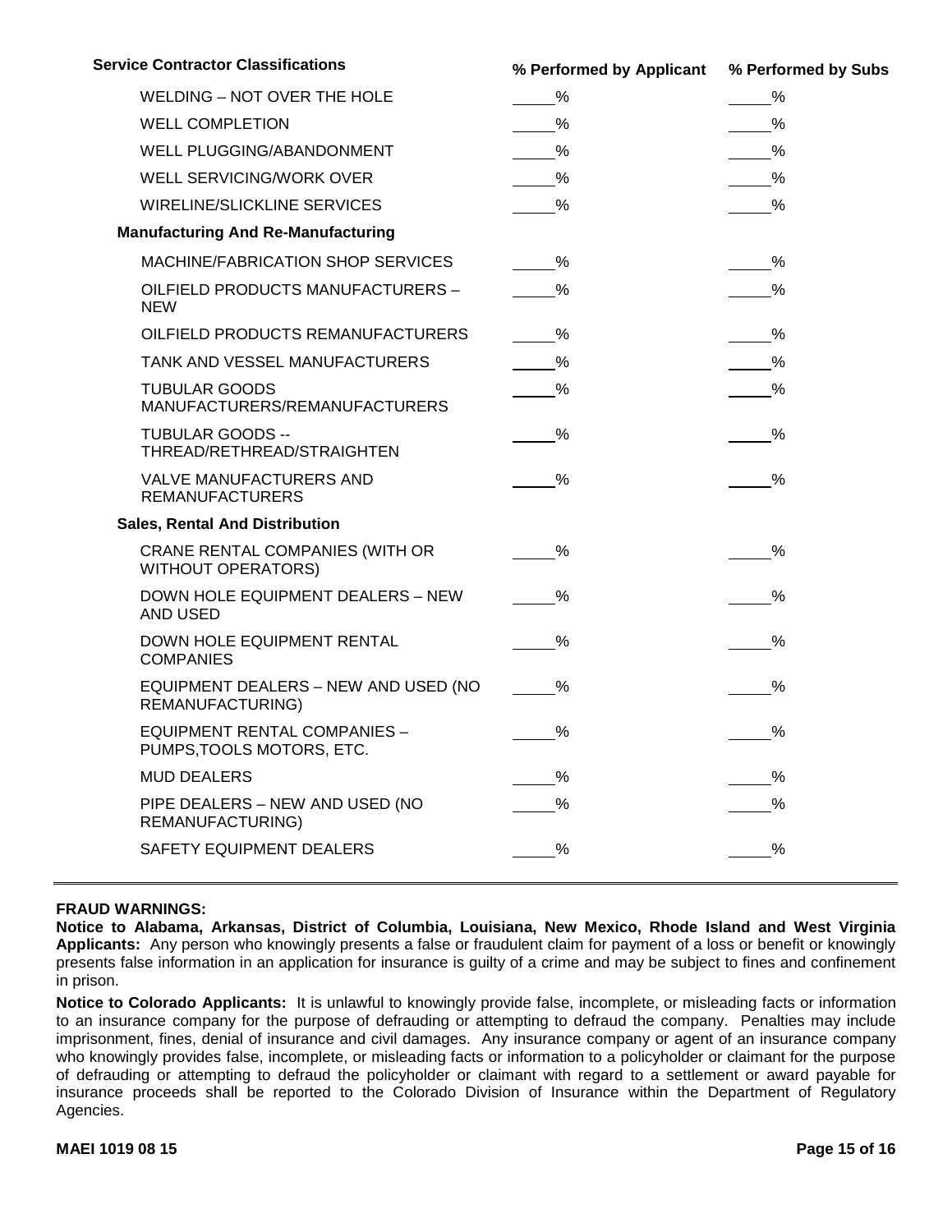| Service Contractor Classifications | % Performed by Applicant | % Performed by Subs |
|---|---|---|
| WELDING – NOT OVER THE HOLE | ____% | ____% |
| WELL COMPLETION | ____% | ____% |
| WELL PLUGGING/ABANDONMENT | ____% | ____% |
| WELL SERVICING/WORK OVER | ____% | ____% |
| WIRELINE/SLICKLINE SERVICES | ____% | ____% |
| **Manufacturing And Re-Manufacturing** | | |
| MACHINE/FABRICATION SHOP SERVICES | ____% | ____% |
| OILFIELD PRODUCTS MANUFACTURERS – NEW | ____% | ____% |
| OILFIELD PRODUCTS REMANUFACTURERS | ____% | ____% |
| TANK AND VESSEL MANUFACTURERS | ____% | ____% |
| TUBULAR GOODS MANUFACTURERS/REMANUFACTURERS | ____% | ____% |
| TUBULAR GOODS -- THREAD/RETHREAD/STRAIGHTEN | ____% | ____% |
| VALVE MANUFACTURERS AND REMANUFACTURERS | ____% | ____% |
| **Sales, Rental And Distribution** | | |
| CRANE RENTAL COMPANIES (WITH OR WITHOUT OPERATORS) | ____% | ____% |
| DOWN HOLE EQUIPMENT DEALERS – NEW AND USED | ____% | ____% |
| DOWN HOLE EQUIPMENT RENTAL COMPANIES | ____% | ____% |
| EQUIPMENT DEALERS – NEW AND USED (NO REMANUFACTURING) | ____% | ____% |
| EQUIPMENT RENTAL COMPANIES – PUMPS,TOOLS MOTORS, ETC. | ____% | ____% |
| MUD DEALERS | ____% | ____% |
| PIPE DEALERS – NEW AND USED (NO REMANUFACTURING) | ____% | ____% |
| SAFETY EQUIPMENT DEALERS | ____% | ____% |

---

**FRAUD WARNINGS:**

**Notice to Alabama, Arkansas, District of Columbia, Louisiana, New Mexico, Rhode Island and West Virginia Applicants:** Any person who knowingly presents a false or fraudulent claim for payment of a loss or benefit or knowingly presents false information in an application for insurance is guilty of a crime and may be subject to fines and confinement in prison.

**Notice to Colorado Applicants:** It is unlawful to knowingly provide false, incomplete, or misleading facts or information to an insurance company for the purpose of defrauding or attempting to defraud the company. Penalties may include imprisonment, fines, denial of insurance and civil damages. Any insurance company or agent of an insurance company who knowingly provides false, incomplete, or misleading facts or information to a policyholder or claimant for the purpose of defrauding or attempting to defraud the policyholder or claimant with regard to a settlement or award payable for insurance proceeds shall be reported to the Colorado Division of Insurance within the Department of Regulatory Agencies.

**MAEI 1019 08 15**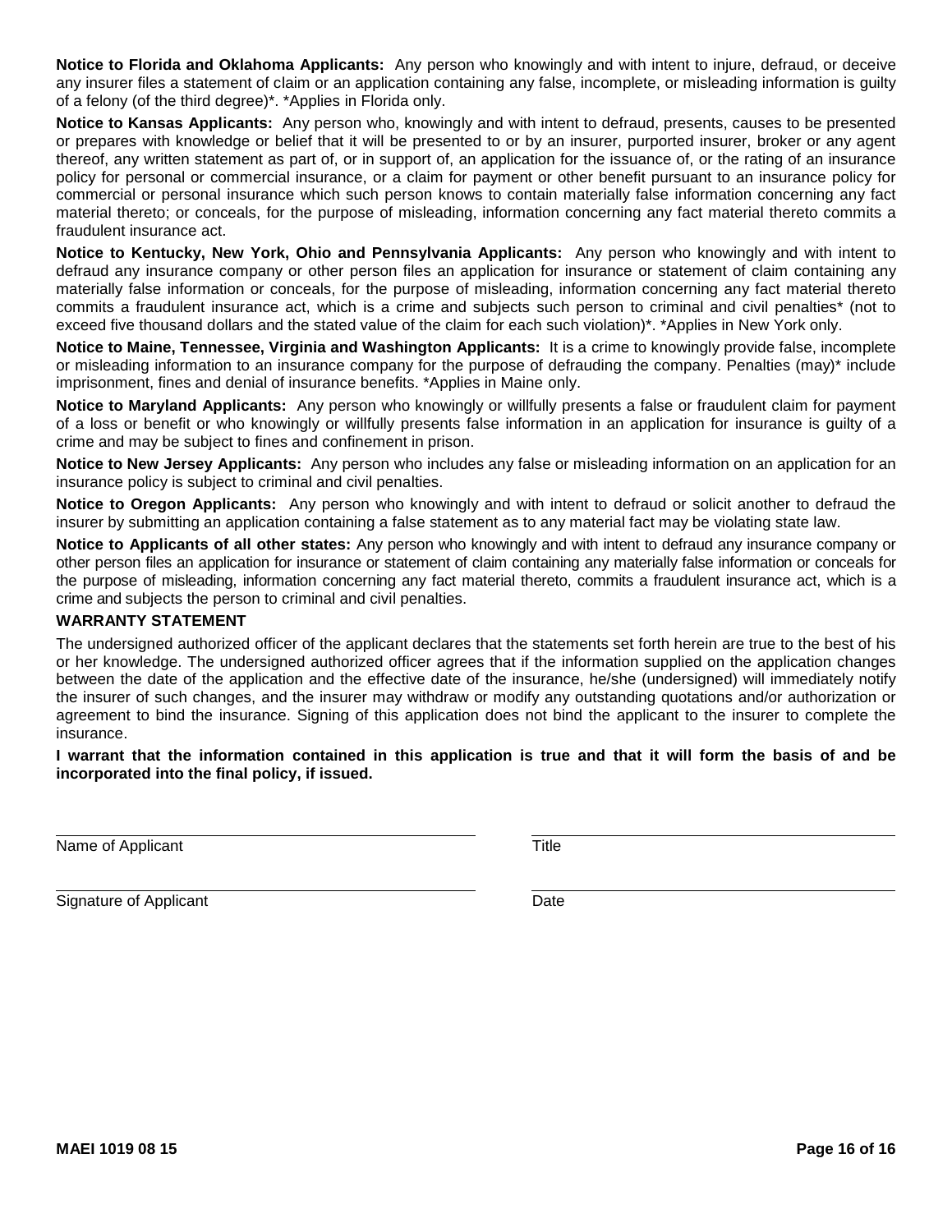**Notice to Florida and Oklahoma Applicants:** Any person who knowingly and with intent to injure, defraud, or deceive any insurer files a statement of claim or an application containing any false, incomplete, or misleading information is guilty of a felony (of the third degree)*. *Applies in Florida only.

**Notice to Kansas Applicants:** Any person who, knowingly and with intent to defraud, presents, causes to be presented or prepares with knowledge or belief that it will be presented to or by an insurer, purported insurer, broker or any agent thereof, any written statement as part of, or in support of, an application for the issuance of, or the rating of an insurance policy for personal or commercial insurance, or a claim for payment or other benefit pursuant to an insurance policy for commercial or personal insurance which such person knows to contain materially false information concerning any fact material thereto; or conceals, for the purpose of misleading, information concerning any fact material thereto commits a fraudulent insurance act.

**Notice to Kentucky, New York, Ohio and Pennsylvania Applicants:** Any person who knowingly and with intent to defraud any insurance company or other person files an application for insurance or statement of claim containing any materially false information or conceals, for the purpose of misleading, information concerning any fact material thereto commits a fraudulent insurance act, which is a crime and subjects such person to criminal and civil penalties* (not to exceed five thousand dollars and the stated value of the claim for each such violation)*. *Applies in New York only.

**Notice to Maine, Tennessee, Virginia and Washington Applicants:** It is a crime to knowingly provide false, incomplete or misleading information to an insurance company for the purpose of defrauding the company. Penalties (may)* include imprisonment, fines and denial of insurance benefits. *Applies in Maine only.

**Notice to Maryland Applicants:** Any person who knowingly or willfully presents a false or fraudulent claim for payment of a loss or benefit or who knowingly or willfully presents false information in an application for insurance is guilty of a crime and may be subject to fines and confinement in prison.

**Notice to New Jersey Applicants:** Any person who includes any false or misleading information on an application for an insurance policy is subject to criminal and civil penalties.

**Notice to Oregon Applicants:** Any person who knowingly and with intent to defraud or solicit another to defraud the insurer by submitting an application containing a false statement as to any material fact may be violating state law.

**Notice to Applicants of all other states:** Any person who knowingly and with intent to defraud any insurance company or other person files an application for insurance or statement of claim containing any materially false information or conceals for the purpose of misleading, information concerning any fact material thereto, commits a fraudulent insurance act, which is a crime and subjects the person to criminal and civil penalties.

**WARRANTY STATEMENT**

The undersigned authorized officer of the applicant declares that the statements set forth herein are true to the best of his or her knowledge. The undersigned authorized officer agrees that if the information supplied on the application changes between the date of the application and the effective date of the insurance, he/she (undersigned) will immediately notify the insurer of such changes, and the insurer may withdraw or modify any outstanding quotations and/or authorization or agreement to bind the insurance. Signing of this application does not bind the applicant to the insurer to complete the insurance.

**I warrant that the information contained in this application is true and that it will form the basis of and be incorporated into the final policy, if issued.**

Name of Applicant ______________________ Title ______________________

Signature of Applicant ______________________ Date ______________________

MAEI 1019 08 15